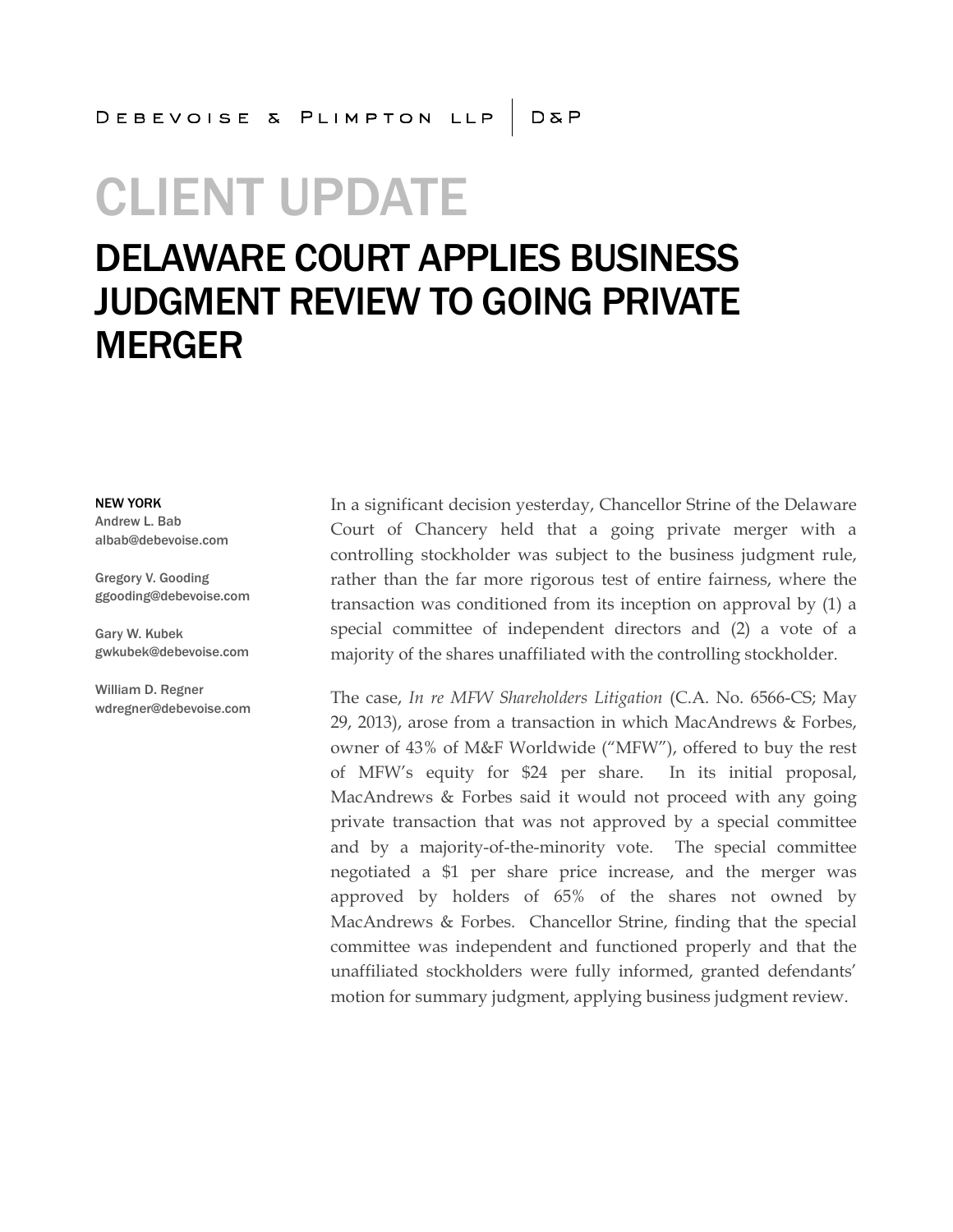DEBEVOISE & PLIMPTON LLP | D&P

# CLIENT UPDATE

## DELAWARE COURT APPLIES BUSINESS JUDGMENT REVIEW TO GOING PRIVATE MERGER

**NEW YORK**

Andrew L. Bab
albab@debevoise.com

Gregory V. Gooding
ggooding@debevoise.com

Gary W. Kubek
gwkubek@debevoise.com

William D. Regner
wdregner@debevoise.com

In a significant decision yesterday, Chancellor Strine of the Delaware Court of Chancery held that a going private merger with a controlling stockholder was subject to the business judgment rule, rather than the far more rigorous test of entire fairness, where the transaction was conditioned from its inception on approval by (1) a special committee of independent directors and (2) a vote of a majority of the shares unaffiliated with the controlling stockholder.

The case, *In re MFW Shareholders Litigation* (C.A. No. 6566-CS; May 29, 2013), arose from a transaction in which MacAndrews & Forbes, owner of 43% of M&F Worldwide ("MFW"), offered to buy the rest of MFW's equity for $24 per share. In its initial proposal, MacAndrews & Forbes said it would not proceed with any going private transaction that was not approved by a special committee and by a majority-of-the-minority vote. The special committee negotiated a $1 per share price increase, and the merger was approved by holders of 65% of the shares not owned by MacAndrews & Forbes. Chancellor Strine, finding that the special committee was independent and functioned properly and that the unaffiliated stockholders were fully informed, granted defendants' motion for summary judgment, applying business judgment review.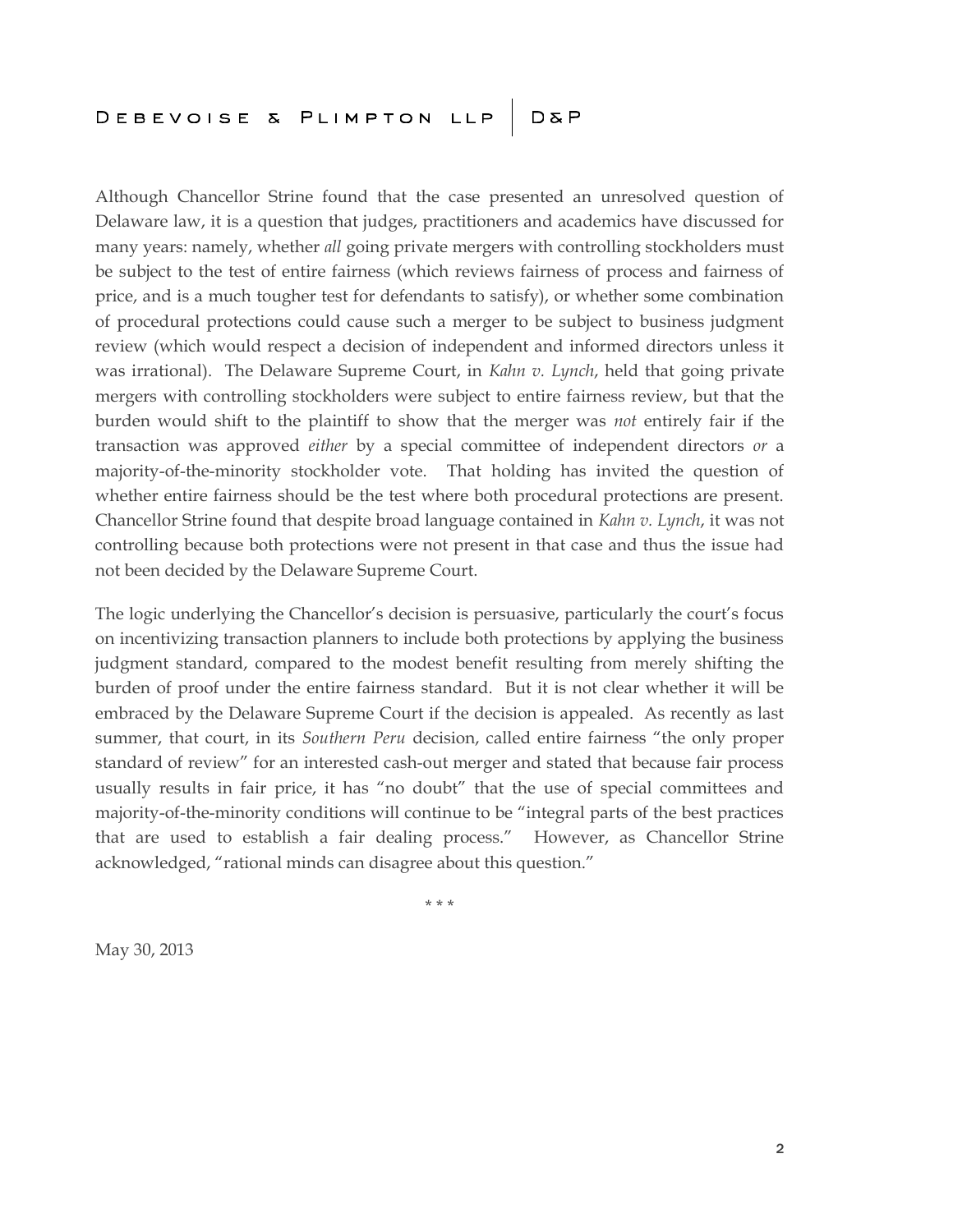Although Chancellor Strine found that the case presented an unresolved question of Delaware law, it is a question that judges, practitioners and academics have discussed for many years: namely, whether *all* going private mergers with controlling stockholders must be subject to the test of entire fairness (which reviews fairness of process and fairness of price, and is a much tougher test for defendants to satisfy), or whether some combination of procedural protections could cause such a merger to be subject to business judgment review (which would respect a decision of independent and informed directors unless it was irrational). The Delaware Supreme Court, in *Kahn v. Lynch*, held that going private mergers with controlling stockholders were subject to entire fairness review, but that the burden would shift to the plaintiff to show that the merger was *not* entirely fair if the transaction was approved *either* by a special committee of independent directors *or* a majority-of-the-minority stockholder vote. That holding has invited the question of whether entire fairness should be the test where both procedural protections are present. Chancellor Strine found that despite broad language contained in *Kahn v. Lynch*, it was not controlling because both protections were not present in that case and thus the issue had not been decided by the Delaware Supreme Court.

The logic underlying the Chancellor's decision is persuasive, particularly the court's focus on incentivizing transaction planners to include both protections by applying the business judgment standard, compared to the modest benefit resulting from merely shifting the burden of proof under the entire fairness standard. But it is not clear whether it will be embraced by the Delaware Supreme Court if the decision is appealed. As recently as last summer, that court, in its *Southern Peru* decision, called entire fairness "the only proper standard of review" for an interested cash-out merger and stated that because fair process usually results in fair price, it has "no doubt" that the use of special committees and majority-of-the-minority conditions will continue to be "integral parts of the best practices that are used to establish a fair dealing process." However, as Chancellor Strine acknowledged, "rational minds can disagree about this question."

\* \* \*

May 30, 2013